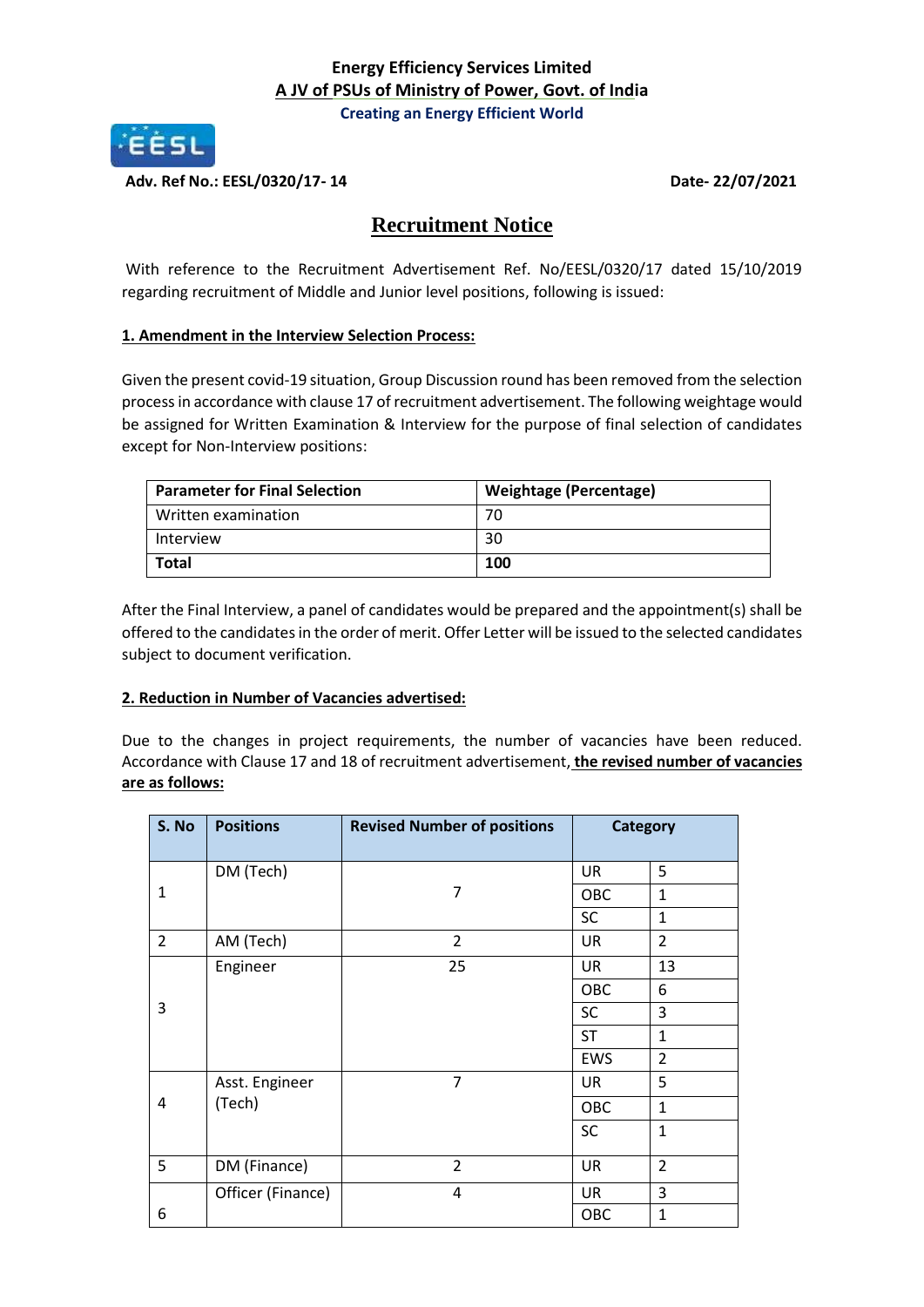**Energy Efficiency Services Limited**
**A JV of PSUs of Ministry of Power, Govt. of India**
**Creating an Energy Efficient World**

**Adv. Ref No.: EESL/0320/17- 14** **Date- 22/07/2021**

# Recruitment Notice

With reference to the Recruitment Advertisement Ref. No/EESL/0320/17 dated 15/10/2019 regarding recruitment of Middle and Junior level positions, following is issued:

## 1. Amendment in the Interview Selection Process:

Given the present covid-19 situation, Group Discussion round has been removed from the selection process in accordance with clause 17 of recruitment advertisement. The following weightage would be assigned for Written Examination & Interview for the purpose of final selection of candidates except for Non-Interview positions:

| Parameter for Final Selection | Weightage (Percentage) |
|---|---|
| Written examination | 70 |
| Interview | 30 |
| **Total** | **100** |

After the Final Interview, a panel of candidates would be prepared and the appointment(s) shall be offered to the candidates in the order of merit. Offer Letter will be issued to the selected candidates subject to document verification.

## 2. Reduction in Number of Vacancies advertised:

Due to the changes in project requirements, the number of vacancies have been reduced. Accordance with Clause 17 and 18 of recruitment advertisement, **the revised number of vacancies are as follows:**

| S. No | Positions | Revised Number of positions | Category | |
|---|---|---|---|---|
| 1 | DM (Tech) | 7 | UR | 5 |
| | | | OBC | 1 |
| | | | SC | 1 |
| 2 | AM (Tech) | 2 | UR | 2 |
| 3 | Engineer | 25 | UR | 13 |
| | | | OBC | 6 |
| | | | SC | 3 |
| | | | ST | 1 |
| | | | EWS | 2 |
| 4 | Asst. Engineer (Tech) | 7 | UR | 5 |
| | | | OBC | 1 |
| | | | SC | 1 |
| 5 | DM (Finance) | 2 | UR | 2 |
| 6 | Officer (Finance) | 4 | UR | 3 |
| | | | OBC | 1 |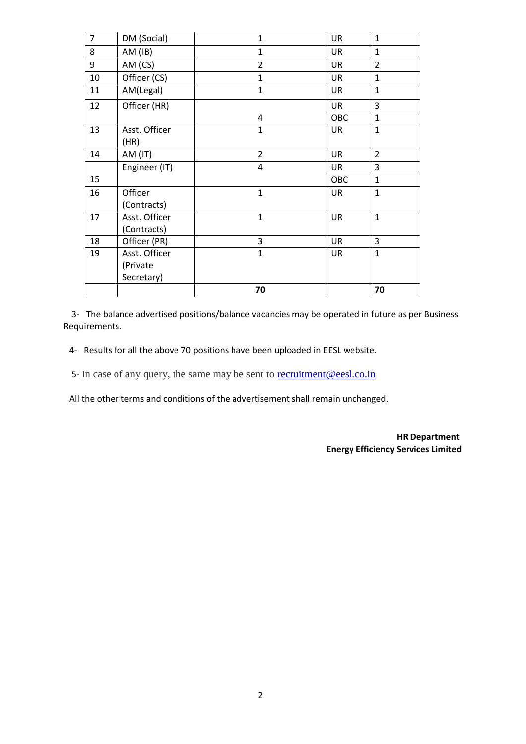| | | | | |
|---|---|---|---|---|
| 7 | DM (Social) | 1 | UR | 1 |
| 8 | AM (IB) | 1 | UR | 1 |
| 9 | AM (CS) | 2 | UR | 2 |
| 10 | Officer (CS) | 1 | UR | 1 |
| 11 | AM(Legal) | 1 | UR | 1 |
| 12 | Officer (HR) | 4 | UR | 3 |
| | | | OBC | 1 |
| 13 | Asst. Officer (HR) | 1 | UR | 1 |
| 14 | AM (IT) | 2 | UR | 2 |
| 15 | Engineer (IT) | 4 | UR | 3 |
| | | | OBC | 1 |
| 16 | Officer (Contracts) | 1 | UR | 1 |
| 17 | Asst. Officer (Contracts) | 1 | UR | 1 |
| 18 | Officer (PR) | 3 | UR | 3 |
| 19 | Asst. Officer (Private Secretary) | 1 | UR | 1 |
| | | **70** | | **70** |

3- The balance advertised positions/balance vacancies may be operated in future as per Business Requirements.

4- Results for all the above 70 positions have been uploaded in EESL website.

5- In case of any query, the same may be sent to recruitment@eesl.co.in

All the other terms and conditions of the advertisement shall remain unchanged.

**HR Department**
**Energy Efficiency Services Limited**